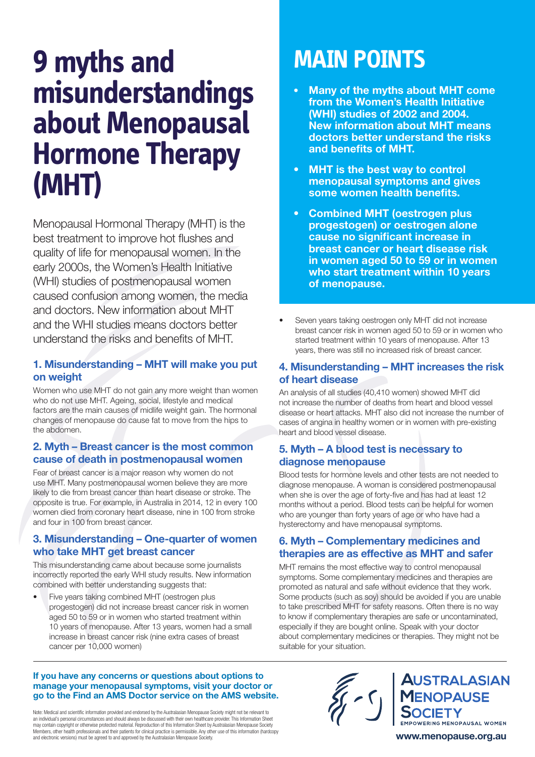# 9 myths and misunderstandings about Menopausal Hormone Therapy (MHT)

Menopausal Hormonal Therapy (MHT) is the best treatment to improve hot flushes and quality of life for menopausal women. In the early 2000s, the Women's Health Initiative (WHI) studies of postmenopausal women caused confusion among women, the media and doctors. New information about MHT and the WHI studies means doctors better understand the risks and benefits of MHT.

## MAIN POINTS

- **Many of the myths about MHT come from the Women's Health Initiative (WHI) studies of 2002 and 2004. New information about MHT means doctors better understand the risks and benefits of MHT.**
- **MHT is the best way to control menopausal symptoms and gives some women health benefits.**
- **Combined MHT (oestrogen plus progestogen) or oestrogen alone cause no significant increase in breast cancer or heart disease risk in women aged 50 to 59 or in women who start treatment within 10 years of menopause.**

### 1. Misunderstanding – MHT will make you put on weight

Women who use MHT do not gain any more weight than women who do not use MHT. Ageing, social, lifestyle and medical factors are the main causes of midlife weight gain. The hormonal changes of menopause do cause fat to move from the hips to the abdomen.

### 2. Myth – Breast cancer is the most common cause of death in postmenopausal women

Fear of breast cancer is a major reason why women do not use MHT. Many postmenopausal women believe they are more likely to die from breast cancer than heart disease or stroke. The opposite is true. For example, in Australia in 2014, 12 in every 100 women died from coronary heart disease, nine in 100 from stroke and four in 100 from breast cancer.

### 3. Misunderstanding – One-quarter of women who take MHT get breast cancer

This misunderstanding came about because some journalists incorrectly reported the early WHI study results. New information combined with better understanding suggests that:

- Five years taking combined MHT (oestrogen plus progestogen) did not increase breast cancer risk in women aged 50 to 59 or in women who started treatment within 10 years of menopause. After 13 years, women had a small increase in breast cancer risk (nine extra cases of breast cancer per 10,000 women)
- Seven years taking oestrogen only MHT did not increase breast cancer risk in women aged 50 to 59 or in women who started treatment within 10 years of menopause. After 13 years, there was still no increased risk of breast cancer.

### 4. Misunderstanding – MHT increases the risk of heart disease

An analysis of all studies (40,410 women) showed MHT did not increase the number of deaths from heart and blood vessel disease or heart attacks. MHT also did not increase the number of cases of angina in healthy women or in women with pre-existing heart and blood vessel disease.

### 5. Myth – A blood test is necessary to diagnose menopause

Blood tests for hormone levels and other tests are not needed to diagnose menopause. A woman is considered postmenopausal when she is over the age of forty-five and has had at least 12 months without a period. Blood tests can be helpful for women who are younger than forty years of age or who have had a hysterectomy and have menopausal symptoms.

### 6. Myth – Complementary medicines and therapies are as effective as MHT and safer

MHT remains the most effective way to control menopausal symptoms. Some complementary medicines and therapies are promoted as natural and safe without evidence that they work. Some products (such as soy) should be avoided if you are unable to take prescribed MHT for safety reasons. Often there is no way to know if complementary therapies are safe or uncontaminated, especially if they are bought online. Speak with your doctor about complementary medicines or therapies. They might not be suitable for your situation.

**If you have any concerns or questions about options to manage your menopausal symptoms, visit your doctor or go to the Find an AMS Doctor service on the AMS website.**

Note: Medical and scientific information provided and endorsed by the Australasian Menopause Society might not be relevant to an individual's personal circumstances and should always be discussed with their own healthcare provider. This Information Sheet may contain copyright or otherwise protected material. Reproduction of this Information Sheet by Australasian Menopause Society Members, other health professionals and their patients for clinical practice is permissible. Any other use of this information (hardcopy and electronic versions) must be agreed to and approved by the Australasian Menopause Society.

AUSTRALASIAN MENOPAUSE SOCIETY
EMPOWERING MENOPAUSAL WOMEN

www.menopause.org.au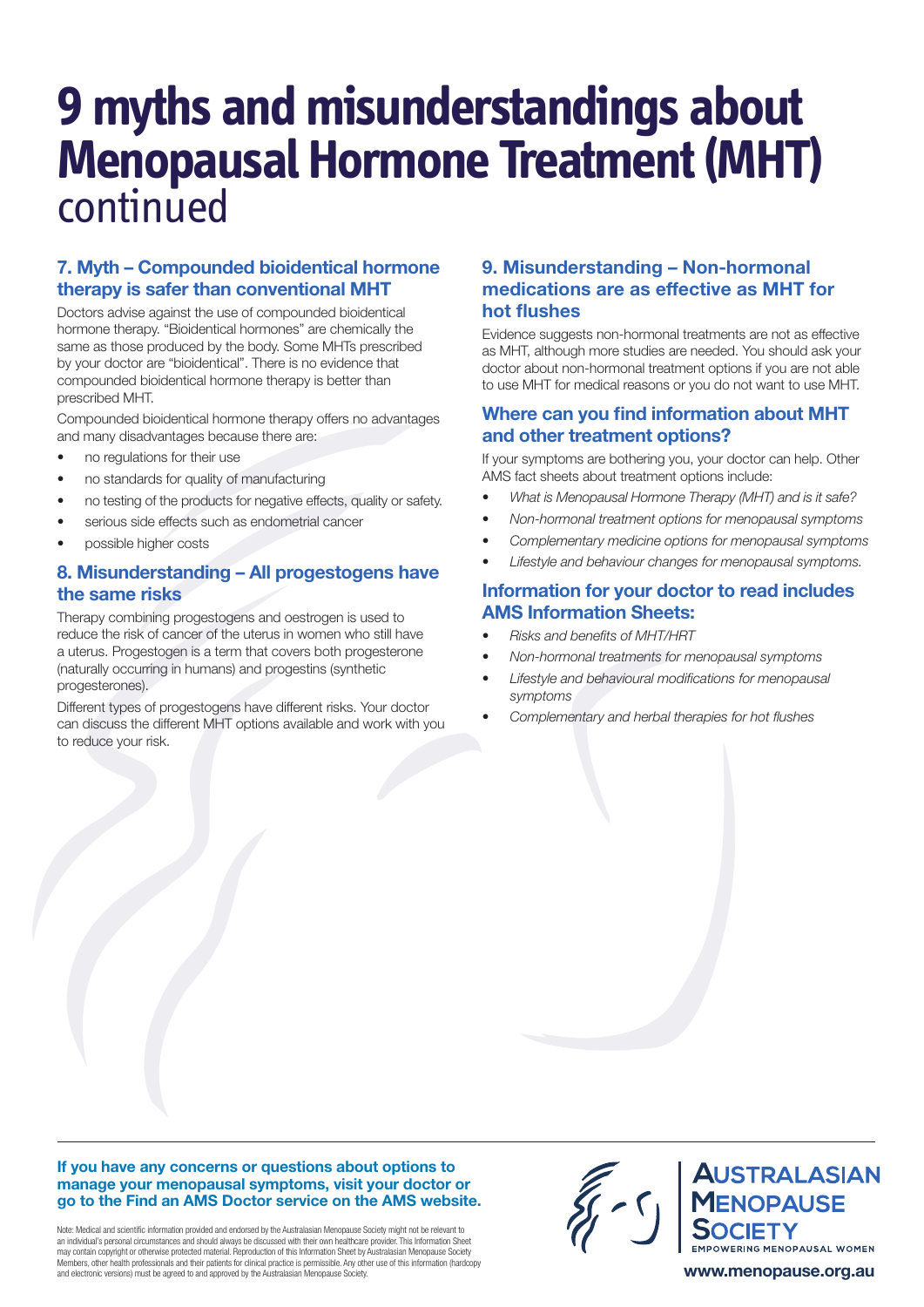# 9 myths and misunderstandings about Menopausal Hormone Treatment (MHT) continued

## 7. Myth – Compounded bioidentical hormone therapy is safer than conventional MHT

Doctors advise against the use of compounded bioidentical hormone therapy. "Bioidentical hormones" are chemically the same as those produced by the body. Some MHTs prescribed by your doctor are "bioidentical". There is no evidence that compounded bioidentical hormone therapy is better than prescribed MHT.

Compounded bioidentical hormone therapy offers no advantages and many disadvantages because there are:

- no regulations for their use
- no standards for quality of manufacturing
- no testing of the products for negative effects, quality or safety.
- serious side effects such as endometrial cancer
- possible higher costs

## 8. Misunderstanding – All progestogens have the same risks

Therapy combining progestogens and oestrogen is used to reduce the risk of cancer of the uterus in women who still have a uterus. Progestogen is a term that covers both progesterone (naturally occurring in humans) and progestins (synthetic progesterones).

Different types of progestogens have different risks. Your doctor can discuss the different MHT options available and work with you to reduce your risk.

## 9. Misunderstanding – Non-hormonal medications are as effective as MHT for hot flushes

Evidence suggests non-hormonal treatments are not as effective as MHT, although more studies are needed. You should ask your doctor about non-hormonal treatment options if you are not able to use MHT for medical reasons or you do not want to use MHT.

## Where can you find information about MHT and other treatment options?

If your symptoms are bothering you, your doctor can help. Other AMS fact sheets about treatment options include:

- *What is Menopausal Hormone Therapy (MHT) and is it safe?*
- *Non-hormonal treatment options for menopausal symptoms*
- *Complementary medicine options for menopausal symptoms*
- *Lifestyle and behaviour changes for menopausal symptoms.*

## Information for your doctor to read includes AMS Information Sheets:

- *Risks and benefits of MHT/HRT*
- *Non-hormonal treatments for menopausal symptoms*
- *Lifestyle and behavioural modifications for menopausal symptoms*
- *Complementary and herbal therapies for hot flushes*

**If you have any concerns or questions about options to manage your menopausal symptoms, visit your doctor or go to the Find an AMS Doctor service on the AMS website.**

Note: Medical and scientific information provided and endorsed by the Australasian Menopause Society might not be relevant to an individual's personal circumstances and should always be discussed with their own healthcare provider. This Information Sheet may contain copyright or otherwise protected material. Reproduction of this Information Sheet by Australasian Menopause Society Members, other health professionals and their patients for clinical practice is permissible. Any other use of this information (hardcopy and electronic versions) must be agreed to and approved by the Australasian Menopause Society.

AUSTRALASIAN MENOPAUSE SOCIETY
EMPOWERING MENOPAUSAL WOMEN

www.menopause.org.au